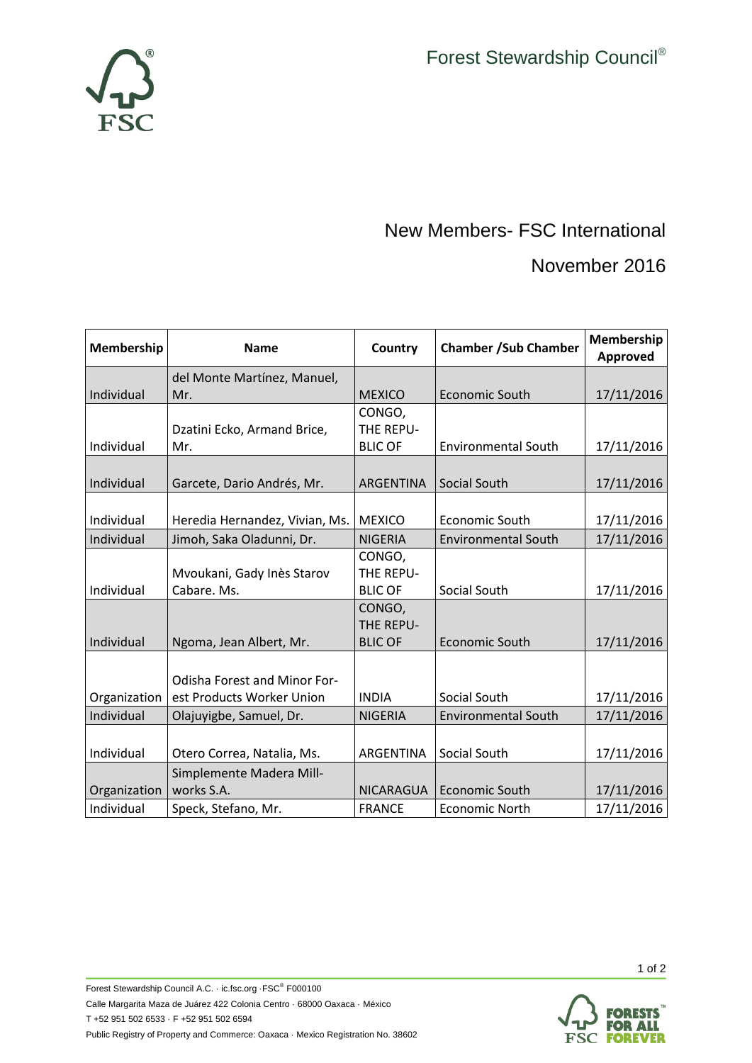Forest Stewardship Council®

# New Members- FSC International

## November 2016

| Membership | Name | Country | Chamber /Sub Chamber | Membership Approved |
|---|---|---|---|---|
| Individual | del Monte Martínez, Manuel, Mr. | MEXICO | Economic South | 17/11/2016 |
| Individual | Dzatini Ecko, Armand Brice, Mr. | CONGO, THE REPUBLIC OF | Environmental South | 17/11/2016 |
| Individual | Garcete, Dario Andrés, Mr. | ARGENTINA | Social South | 17/11/2016 |
| Individual | Heredia Hernandez, Vivian, Ms. | MEXICO | Economic South | 17/11/2016 |
| Individual | Jimoh, Saka Oladunni, Dr. | NIGERIA | Environmental South | 17/11/2016 |
| Individual | Mvoukani, Gady Inès Starov Cabare. Ms. | CONGO, THE REPUBLIC OF | Social South | 17/11/2016 |
| Individual | Ngoma, Jean Albert, Mr. | CONGO, THE REPUBLIC OF | Economic South | 17/11/2016 |
| Organization | Odisha Forest and Minor Forest Products Worker Union | INDIA | Social South | 17/11/2016 |
| Individual | Olajuyigbe, Samuel, Dr. | NIGERIA | Environmental South | 17/11/2016 |
| Individual | Otero Correa, Natalia, Ms. | ARGENTINA | Social South | 17/11/2016 |
| Organization | Simplemente Madera Millworks S.A. | NICARAGUA | Economic South | 17/11/2016 |
| Individual | Speck, Stefano, Mr. | FRANCE | Economic North | 17/11/2016 |

Forest Stewardship Council A.C. · ic.fsc.org ·FSC® F000100
Calle Margarita Maza de Juárez 422 Colonia Centro · 68000 Oaxaca · México
T +52 951 502 6533 · F +52 951 502 6594
Public Registry of Property and Commerce: Oaxaca · Mexico Registration No. 38602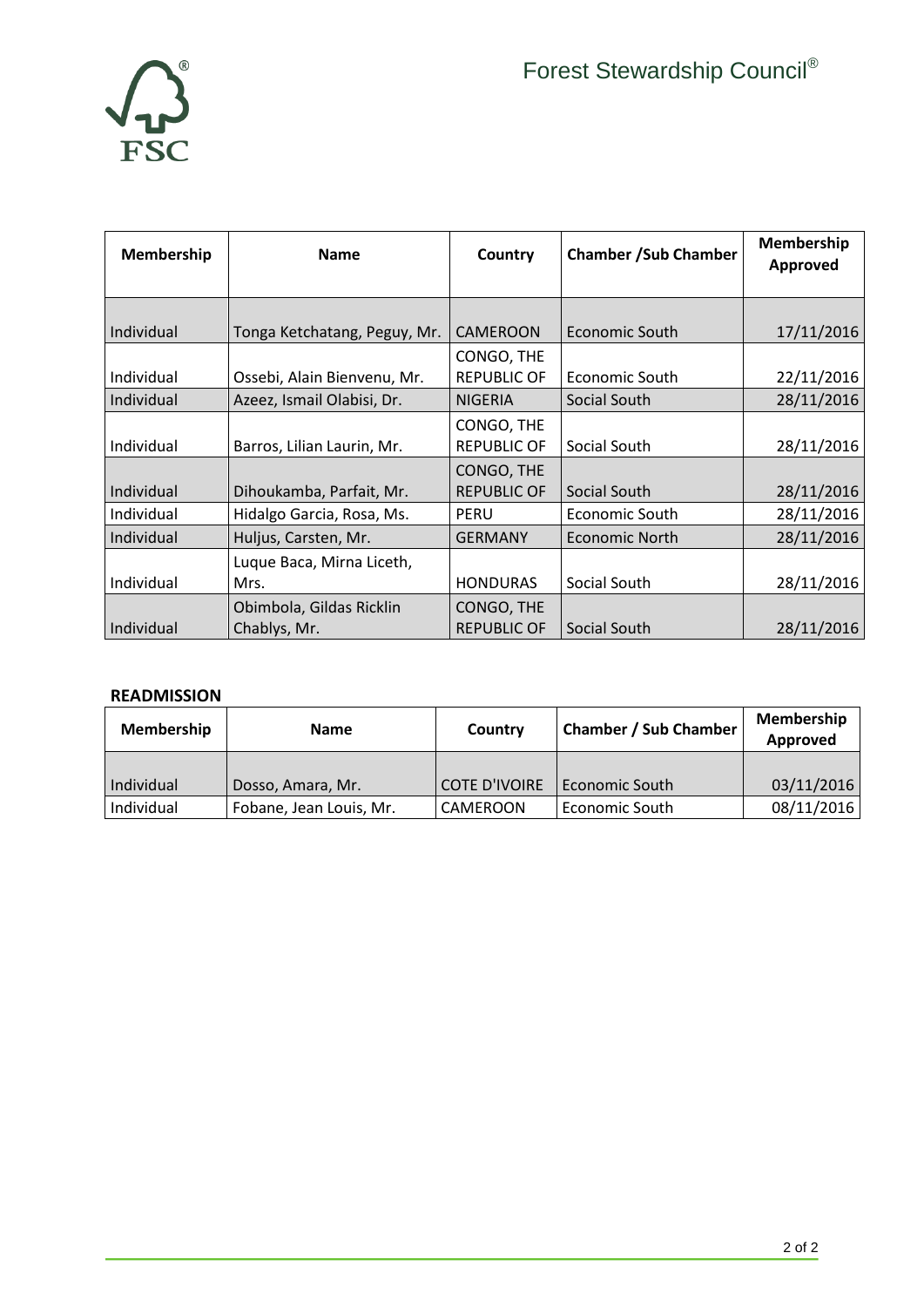| Membership | Name | Country | Chamber /Sub Chamber | Membership Approved |
| --- | --- | --- | --- | --- |
| Individual | Tonga Ketchatang, Peguy, Mr. | CAMEROON | Economic South | 17/11/2016 |
| Individual | Ossebi, Alain Bienvenu, Mr. | CONGO, THE REPUBLIC OF | Economic South | 22/11/2016 |
| Individual | Azeez, Ismail Olabisi, Dr. | NIGERIA | Social South | 28/11/2016 |
| Individual | Barros, Lilian Laurin, Mr. | CONGO, THE REPUBLIC OF | Social South | 28/11/2016 |
| Individual | Dihoukamba, Parfait, Mr. | CONGO, THE REPUBLIC OF | Social South | 28/11/2016 |
| Individual | Hidalgo Garcia, Rosa, Ms. | PERU | Economic South | 28/11/2016 |
| Individual | Huljus, Carsten, Mr. | GERMANY | Economic North | 28/11/2016 |
| Individual | Luque Baca, Mirna Liceth, Mrs. | HONDURAS | Social South | 28/11/2016 |
| Individual | Obimbola, Gildas Ricklin Chablys, Mr. | CONGO, THE REPUBLIC OF | Social South | 28/11/2016 |

**READMISSION**

| Membership | Name | Country | Chamber / Sub Chamber | Membership Approved |
| --- | --- | --- | --- | --- |
| Individual | Dosso, Amara, Mr. | COTE D'IVOIRE | Economic South | 03/11/2016 |
| Individual | Fobane, Jean Louis, Mr. | CAMEROON | Economic South | 08/11/2016 |